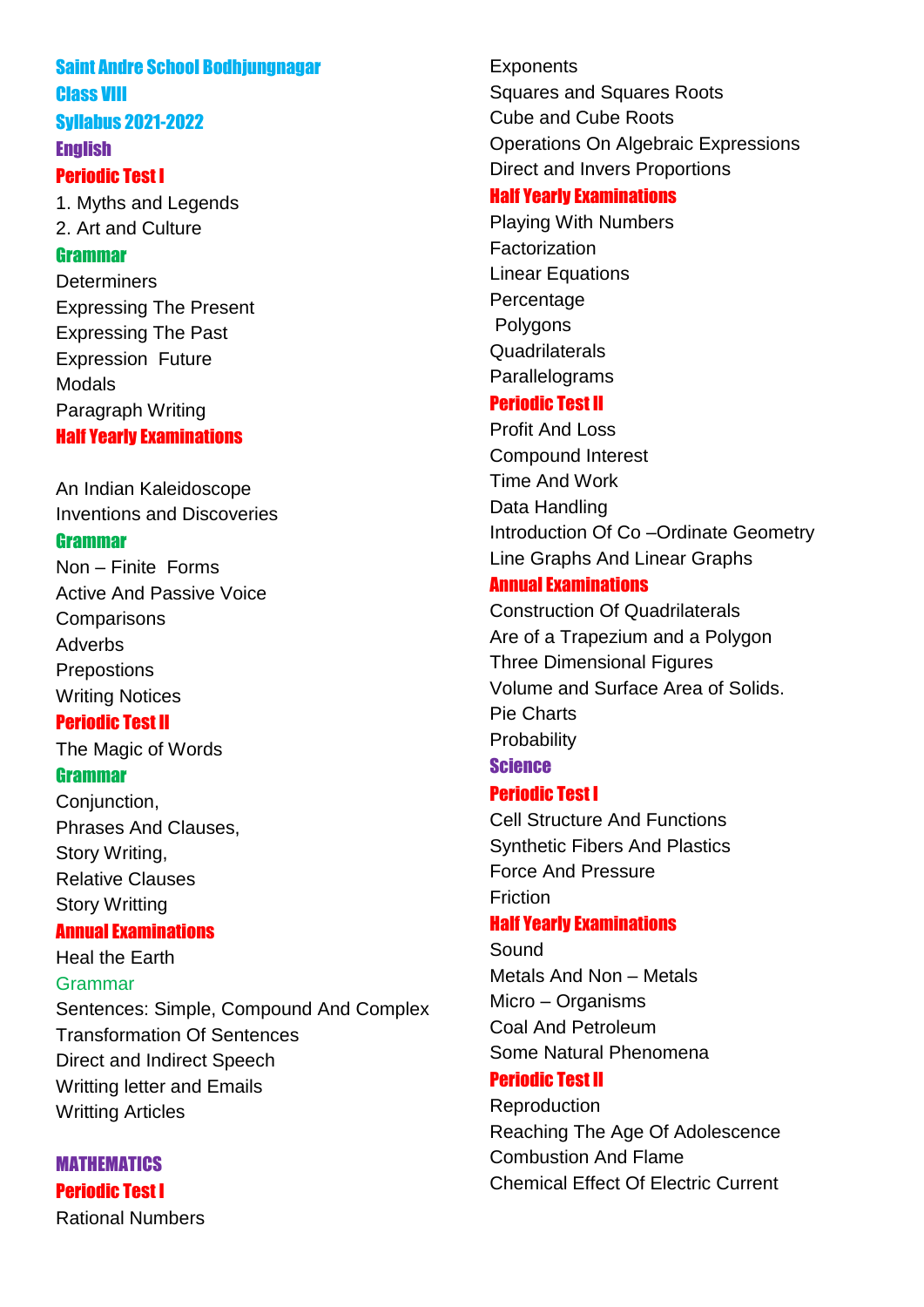# Saint Andre School Bodhjungnagar

## Class VIII

## Syllabus 2021-2022

## English

### Periodic Test I

1. Myths and Legends
2. Art and Culture

#### Grammar

Determiners
Expressing The Present
Expressing The Past
Expression  Future
Modals
Paragraph Writing

### Half Yearly Examinations

An Indian Kaleidoscope
Inventions and Discoveries

#### Grammar

Non – Finite  Forms
Active And Passive Voice
Comparisons
Adverbs
Prepostions
Writing Notices

### Periodic Test II

The Magic of Words

#### Grammar

Conjunction,
Phrases And Clauses,
Story Writing,
Relative Clauses
Story Writting

### Annual Examinations

Heal the Earth

#### Grammar

Sentences: Simple, Compound And Complex
Transformation Of Sentences
Direct and Indirect Speech
Writting letter and Emails
Writing Articles

## MATHEMATICS

### Periodic Test I

Rational Numbers
Exponents
Squares and Squares Roots
Cube and Cube Roots
Operations On Algebraic Expressions
Direct and Invers Proportions

### Half Yearly Examinations

Playing With Numbers
Factorization
Linear Equations
Percentage
Polygons
Quadrilaterals
Parallelograms

### Periodic Test II

Profit And Loss
Compound Interest
Time And Work
Data Handling
Introduction Of Co –Ordinate Geometry
Line Graphs And Linear Graphs

### Annual Examinations

Construction Of Quadrilaterals
Are of a Trapezium and a Polygon
Three Dimensional Figures
Volume and Surface Area of Solids.
Pie Charts
Probability

## Science

### Periodic Test I

Cell Structure And Functions
Synthetic Fibers And Plastics
Force And Pressure
Friction

### Half Yearly Examinations

Sound
Metals And Non – Metals
Micro – Organisms
Coal And Petroleum
Some Natural Phenomena

### Periodic Test II

Reproduction
Reaching The Age Of Adolescence
Combustion And Flame
Chemical Effect Of Electric Current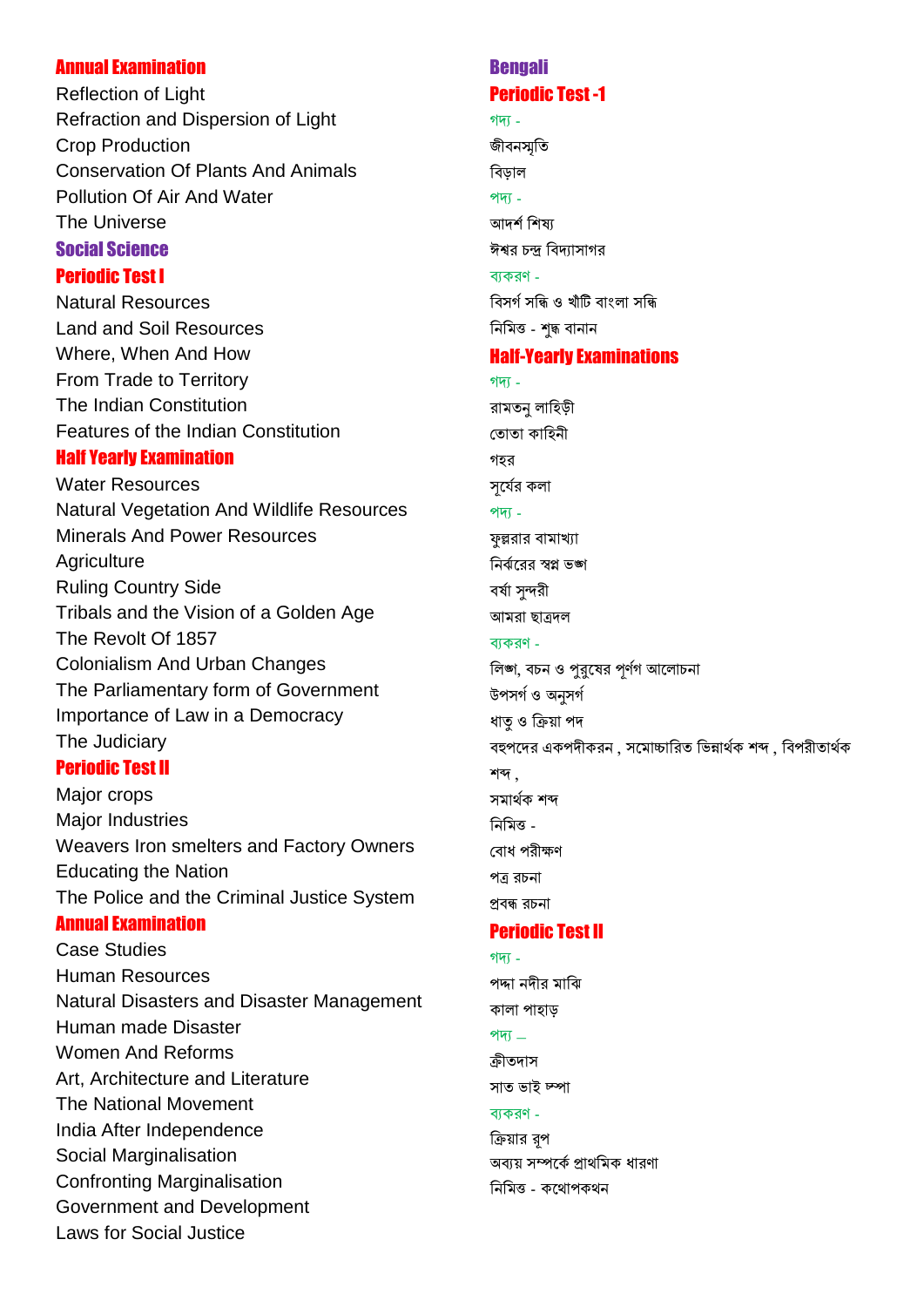### Annual Examination

Reflection of Light
Refraction and Dispersion of Light
Crop Production
Conservation Of Plants And Animals
Pollution Of Air And Water
The Universe

## Social Science

### Periodic Test I

Natural Resources
Land and Soil Resources
Where, When And How
From Trade to Territory
The Indian Constitution
Features of the Indian Constitution

### Half Yearly Examination

Water Resources
Natural Vegetation And Wildlife Resources
Minerals And Power Resources
Agriculture
Ruling Country Side
Tribals and the Vision of a Golden Age
The Revolt Of 1857
Colonialism And Urban Changes
The Parliamentary form of Government
Importance of Law in a Democracy
The Judiciary

### Periodic Test II

Major crops
Major Industries
Weavers Iron smelters and Factory Owners
Educating the Nation
The Police and the Criminal Justice System

### Annual Examination

Case Studies
Human Resources
Natural Disasters and Disaster Management
Human made Disaster
Women And Reforms
Art, Architecture and Literature
The National Movement
India After Independence
Social Marginalisation
Confronting Marginalisation
Government and Development
Laws for Social Justice

## Bengali

### Periodic Test -1

গদ্য -

জীবনস্মৃতি
বিড়াল

পদ্য -

আদর্শ শিষ্য
ঈশ্বর চন্দ্র বিদ্যাসাগর

ব্যকরণ -

বিসর্গ সন্ধি ও খাঁটি বাংলা সন্ধি
নিমিত্ত - শুদ্ধ বানান

### Half-Yearly Examinations

গদ্য -

রামতনু লাহিড়ী
তোতা কাহিনী
গহর
সূর্যের কলা

পদ্য -

ফুল্লরার বামাখ্যা
নির্ঝরের স্বপ্ন ভঙ্গ
বর্ষা সুন্দরী
আমরা ছাত্রদল

ব্যকরণ -

লিঙ্গ, বচন ও পুরুষের পূর্ণগ আলোচনা
উপসর্গ ও অনুসর্গ
ধাতু ও ক্রিয়া পদ
বহুপদের একপদীকরন , সমোচ্চারিত ভিন্নার্থক শব্দ , বিপরীতার্থক শব্দ ,
সমার্থক শব্দ

নিমিত্ত -

বোধ পরীক্ষণ
পত্র রচনা
প্রবন্ধ রচনা

### Periodic Test II

গদ্য -

পদ্মা নদীর মাঝি
কালা পাহাড়

পদ্য –

ক্রীতদাস
সাত ভাই চম্পা

ব্যকরণ -

ক্রিয়ার রূপ
অব্যয় সম্পর্কে প্রাথমিক ধারণা
নিমিত্ত - কথোপকথন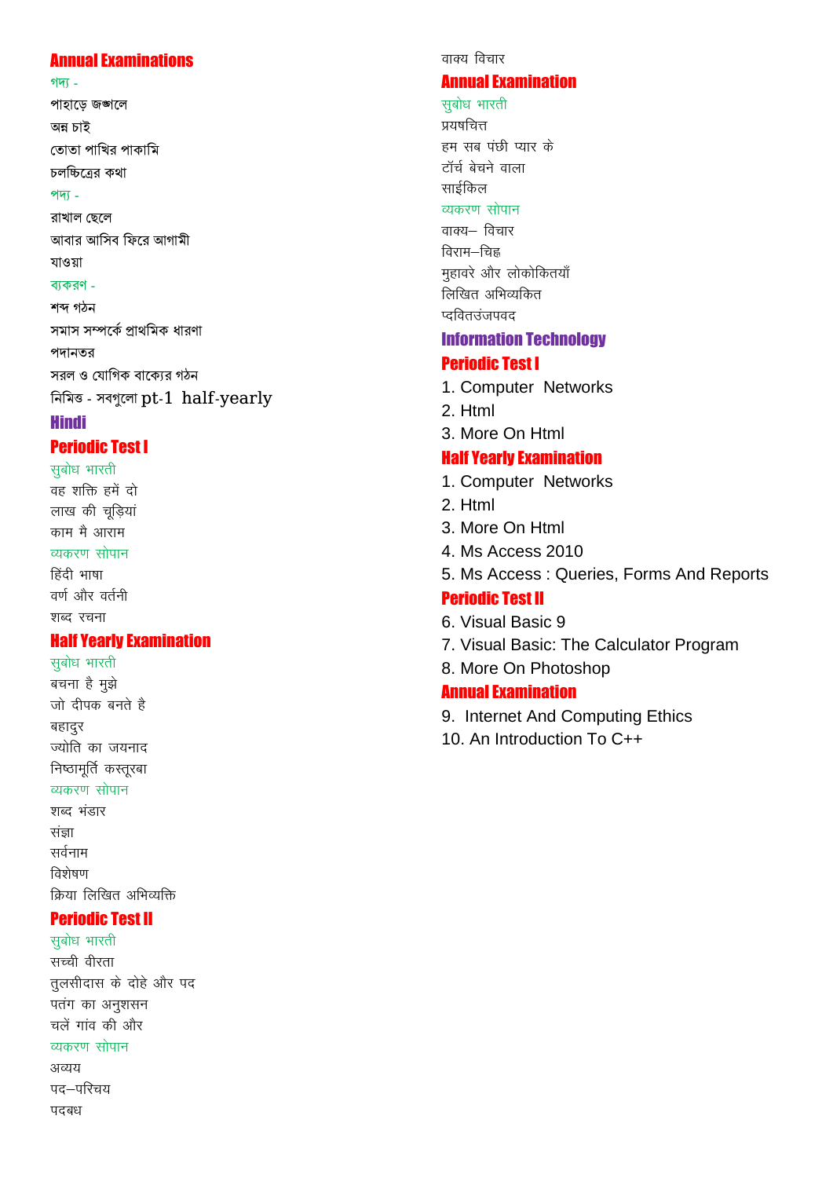## Annual Examinations

গদ্য -

পাহাড়ে জঙ্গলে

অন্ন চাই

তোতা পাখির পাকামি

চলচ্চিত্রের কথা

পদ্য -

রাখাল ছেলে

আবার আসিব ফিরে আগামী

যাওয়া

ব্যকরণ -

শব্দ গঠন

সমাস সম্পর্কে প্রাথমিক ধারণা

পদানতর

সরল ও যোগিক বাক্যের গঠন

নিমিত্ত - সবগুলো pt-1 half-yearly

## Hindi

### Periodic Test I

सुबोध भारती

वह शक्ति हमें दो

लाख की चूड़ियां

काम मै आराम

व्यकरण सोपान

हिंदी भाषा

वर्ण और वर्तनी

शब्द रचना

### Half Yearly Examination

सुबोध भारती

बचना है मुझे

जो दीपक बनते है

बहादुर

ज्योति का जयनाद

निष्ठामूर्ति कस्तूरबा

व्यकरण सोपान

शब्द भंडार

संज्ञा

सर्वनाम

विशेषण

क्रिया लिखित अभिव्यक्ति

### Periodic Test II

सुबोध भारती

सच्ची वीरता

तुलसीदास के दोहे और पद

पतंग का अनुशसन

चलें गांव की और

व्यकरण सोपान

अव्यय

पद–परिचय

पदबध

वाक्य विचार

### Annual Examination

सुबोध भारती

प्रयषचित्त

हम सब पंछी प्यार के

टॉर्च बेचने वाला

साईकिल

व्यकरण सोपान

वाक्य– विचार

विराम–चिह्न

मुहावरे और लोकोकितयाँ

लिखित अभिव्यकित

प्दवितउंजपवद

## Information Technology

### Periodic Test I

1. Computer Networks
2. Html
3. More On Html

### Half Yearly Examination

1. Computer Networks
2. Html
3. More On Html
4. Ms Access 2010
5. Ms Access : Queries, Forms And Reports

### Periodic Test II

6. Visual Basic 9
7. Visual Basic: The Calculator Program
8. More On Photoshop

### Annual Examination

9. Internet And Computing Ethics
10. An Introduction To C++